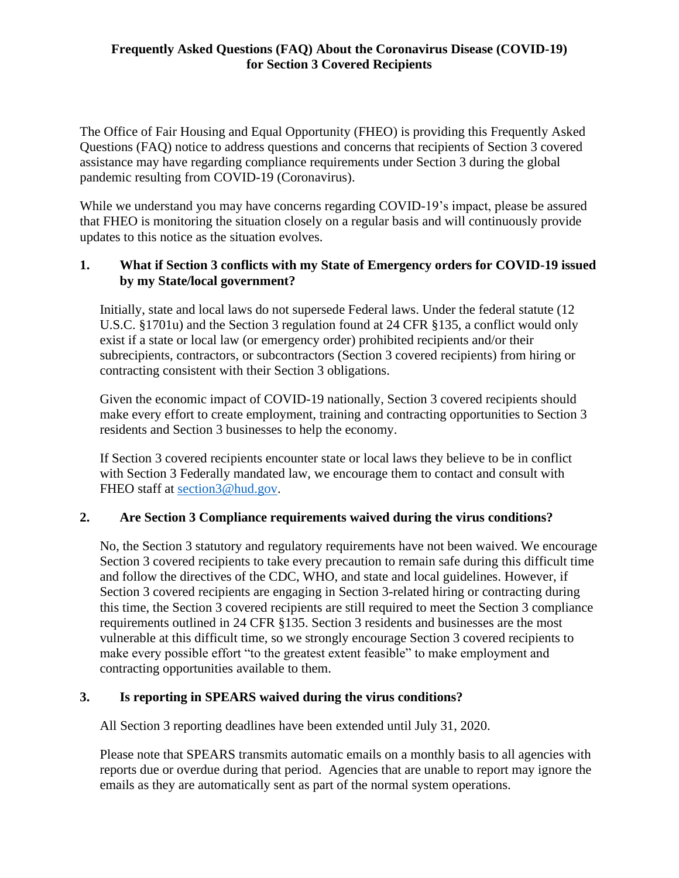# Frequently Asked Questions (FAQ) About the Coronavirus Disease (COVID-19) for Section 3 Covered Recipients

The Office of Fair Housing and Equal Opportunity (FHEO) is providing this Frequently Asked Questions (FAQ) notice to address questions and concerns that recipients of Section 3 covered assistance may have regarding compliance requirements under Section 3 during the global pandemic resulting from COVID-19 (Coronavirus).

While we understand you may have concerns regarding COVID-19's impact, please be assured that FHEO is monitoring the situation closely on a regular basis and will continuously provide updates to this notice as the situation evolves.

## 1. What if Section 3 conflicts with my State of Emergency orders for COVID-19 issued by my State/local government?

Initially, state and local laws do not supersede Federal laws. Under the federal statute (12 U.S.C. §1701u) and the Section 3 regulation found at 24 CFR §135, a conflict would only exist if a state or local law (or emergency order) prohibited recipients and/or their subrecipients, contractors, or subcontractors (Section 3 covered recipients) from hiring or contracting consistent with their Section 3 obligations.

Given the economic impact of COVID-19 nationally, Section 3 covered recipients should make every effort to create employment, training and contracting opportunities to Section 3 residents and Section 3 businesses to help the economy.

If Section 3 covered recipients encounter state or local laws they believe to be in conflict with Section 3 Federally mandated law, we encourage them to contact and consult with FHEO staff at section3@hud.gov.

## 2. Are Section 3 Compliance requirements waived during the virus conditions?

No, the Section 3 statutory and regulatory requirements have not been waived. We encourage Section 3 covered recipients to take every precaution to remain safe during this difficult time and follow the directives of the CDC, WHO, and state and local guidelines. However, if Section 3 covered recipients are engaging in Section 3-related hiring or contracting during this time, the Section 3 covered recipients are still required to meet the Section 3 compliance requirements outlined in 24 CFR §135. Section 3 residents and businesses are the most vulnerable at this difficult time, so we strongly encourage Section 3 covered recipients to make every possible effort "to the greatest extent feasible" to make employment and contracting opportunities available to them.

## 3. Is reporting in SPEARS waived during the virus conditions?

All Section 3 reporting deadlines have been extended until July 31, 2020.

Please note that SPEARS transmits automatic emails on a monthly basis to all agencies with reports due or overdue during that period. Agencies that are unable to report may ignore the emails as they are automatically sent as part of the normal system operations.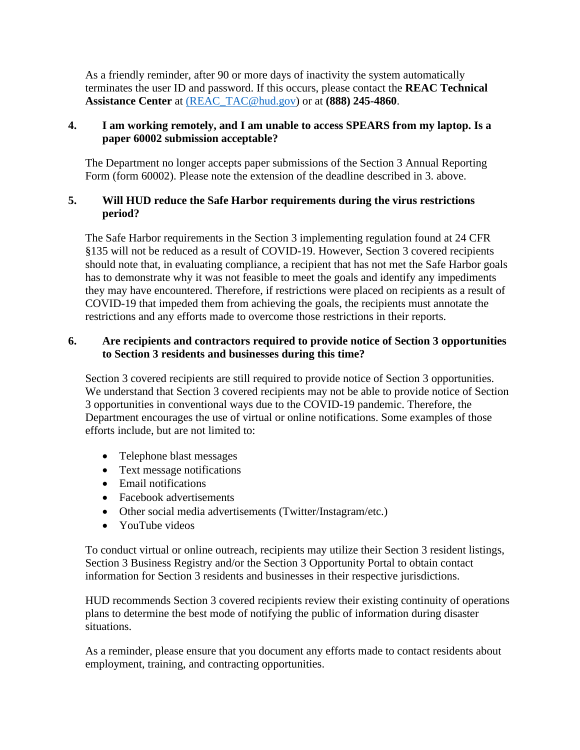As a friendly reminder, after 90 or more days of inactivity the system automatically terminates the user ID and password. If this occurs, please contact the **REAC Technical Assistance Center** at (REAC_TAC@hud.gov) or at **(888) 245-4860**.

**4. I am working remotely, and I am unable to access SPEARS from my laptop. Is a paper 60002 submission acceptable?**

The Department no longer accepts paper submissions of the Section 3 Annual Reporting Form (form 60002). Please note the extension of the deadline described in 3. above.

**5. Will HUD reduce the Safe Harbor requirements during the virus restrictions period?**

The Safe Harbor requirements in the Section 3 implementing regulation found at 24 CFR §135 will not be reduced as a result of COVID-19. However, Section 3 covered recipients should note that, in evaluating compliance, a recipient that has not met the Safe Harbor goals has to demonstrate why it was not feasible to meet the goals and identify any impediments they may have encountered. Therefore, if restrictions were placed on recipients as a result of COVID-19 that impeded them from achieving the goals, the recipients must annotate the restrictions and any efforts made to overcome those restrictions in their reports.

**6. Are recipients and contractors required to provide notice of Section 3 opportunities to Section 3 residents and businesses during this time?**

Section 3 covered recipients are still required to provide notice of Section 3 opportunities. We understand that Section 3 covered recipients may not be able to provide notice of Section 3 opportunities in conventional ways due to the COVID-19 pandemic. Therefore, the Department encourages the use of virtual or online notifications. Some examples of those efforts include, but are not limited to:

- Telephone blast messages
- Text message notifications
- Email notifications
- Facebook advertisements
- Other social media advertisements (Twitter/Instagram/etc.)
- YouTube videos

To conduct virtual or online outreach, recipients may utilize their Section 3 resident listings, Section 3 Business Registry and/or the Section 3 Opportunity Portal to obtain contact information for Section 3 residents and businesses in their respective jurisdictions.

HUD recommends Section 3 covered recipients review their existing continuity of operations plans to determine the best mode of notifying the public of information during disaster situations.

As a reminder, please ensure that you document any efforts made to contact residents about employment, training, and contracting opportunities.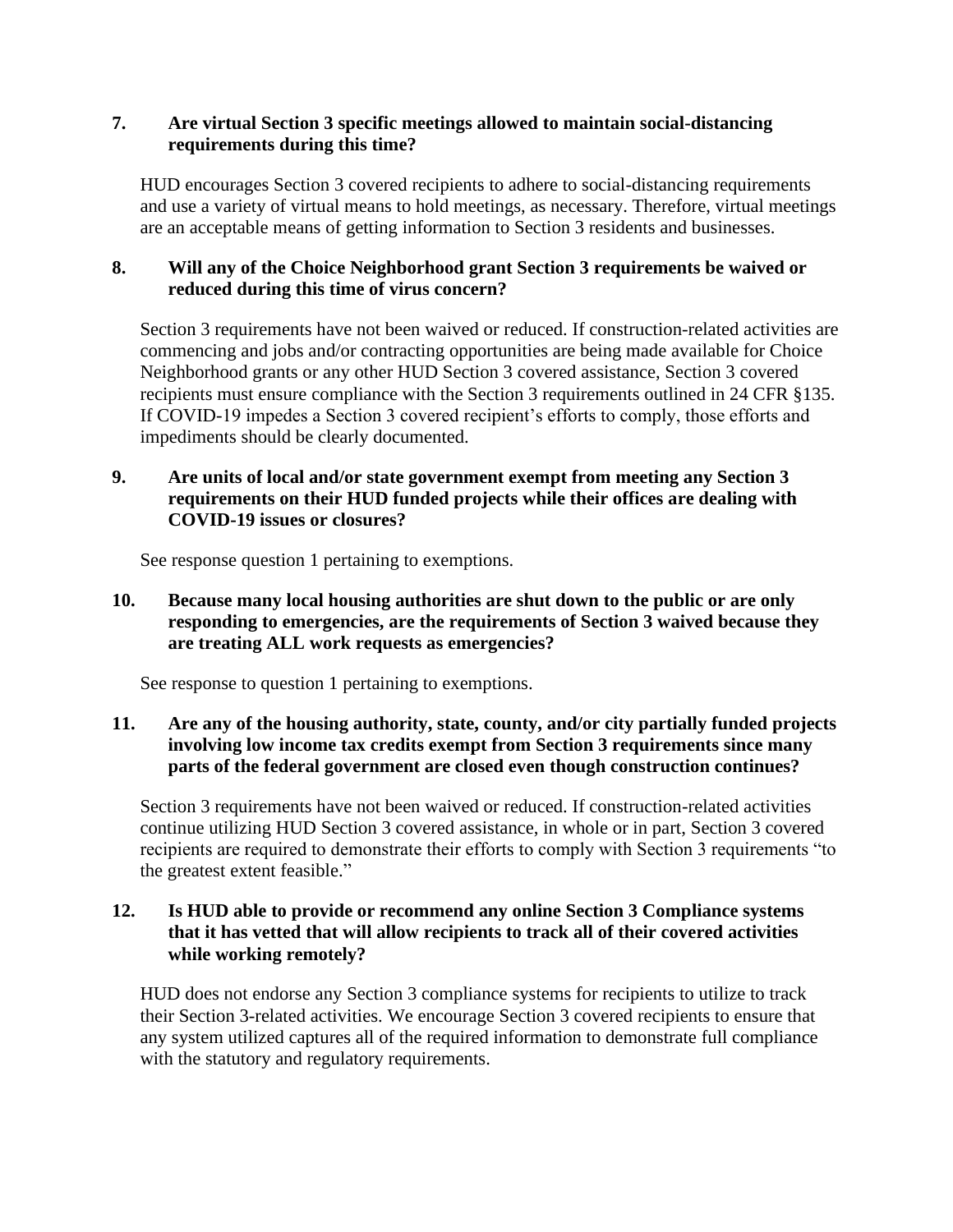**7. Are virtual Section 3 specific meetings allowed to maintain social-distancing requirements during this time?**

HUD encourages Section 3 covered recipients to adhere to social-distancing requirements and use a variety of virtual means to hold meetings, as necessary. Therefore, virtual meetings are an acceptable means of getting information to Section 3 residents and businesses.

**8. Will any of the Choice Neighborhood grant Section 3 requirements be waived or reduced during this time of virus concern?**

Section 3 requirements have not been waived or reduced. If construction-related activities are commencing and jobs and/or contracting opportunities are being made available for Choice Neighborhood grants or any other HUD Section 3 covered assistance, Section 3 covered recipients must ensure compliance with the Section 3 requirements outlined in 24 CFR §135. If COVID-19 impedes a Section 3 covered recipient's efforts to comply, those efforts and impediments should be clearly documented.

**9. Are units of local and/or state government exempt from meeting any Section 3 requirements on their HUD funded projects while their offices are dealing with COVID-19 issues or closures?**

See response question 1 pertaining to exemptions.

**10. Because many local housing authorities are shut down to the public or are only responding to emergencies, are the requirements of Section 3 waived because they are treating ALL work requests as emergencies?**

See response to question 1 pertaining to exemptions.

**11. Are any of the housing authority, state, county, and/or city partially funded projects involving low income tax credits exempt from Section 3 requirements since many parts of the federal government are closed even though construction continues?**

Section 3 requirements have not been waived or reduced. If construction-related activities continue utilizing HUD Section 3 covered assistance, in whole or in part, Section 3 covered recipients are required to demonstrate their efforts to comply with Section 3 requirements "to the greatest extent feasible."

**12. Is HUD able to provide or recommend any online Section 3 Compliance systems that it has vetted that will allow recipients to track all of their covered activities while working remotely?**

HUD does not endorse any Section 3 compliance systems for recipients to utilize to track their Section 3-related activities. We encourage Section 3 covered recipients to ensure that any system utilized captures all of the required information to demonstrate full compliance with the statutory and regulatory requirements.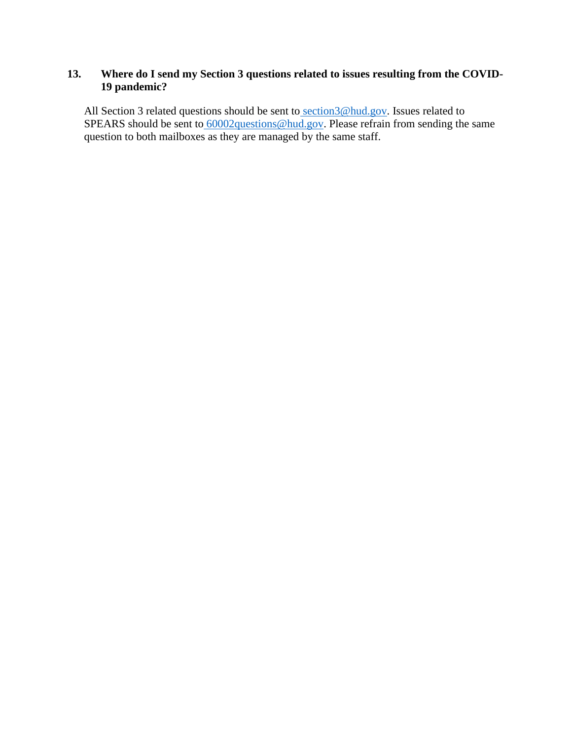**13. Where do I send my Section 3 questions related to issues resulting from the COVID-19 pandemic?**

All Section 3 related questions should be sent to section3@hud.gov. Issues related to SPEARS should be sent to 60002questions@hud.gov. Please refrain from sending the same question to both mailboxes as they are managed by the same staff.